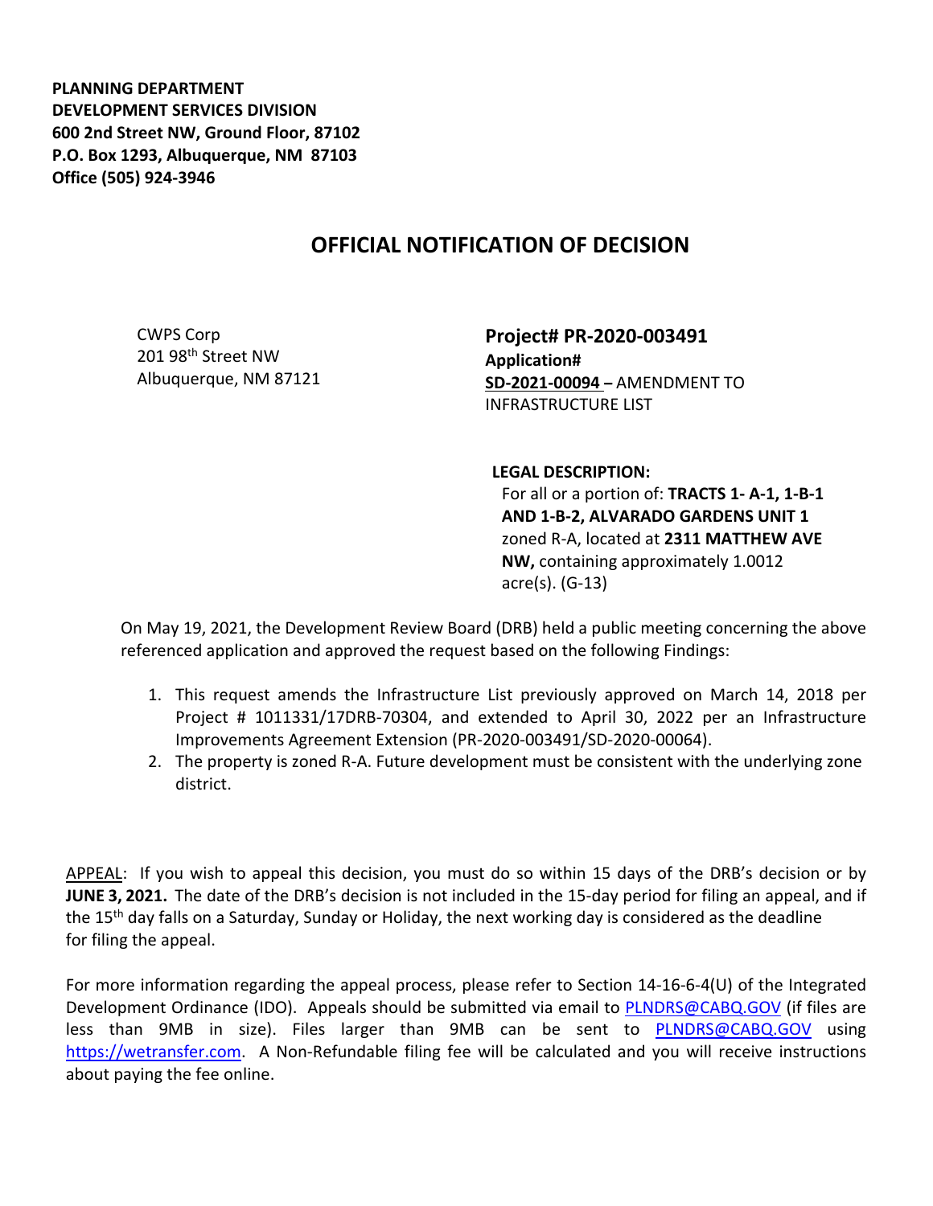**PLANNING DEPARTMENT**
**DEVELOPMENT SERVICES DIVISION**
**600 2nd Street NW, Ground Floor, 87102**
**P.O. Box 1293, Albuquerque, NM 87103**
**Office (505) 924-3946**

# OFFICIAL NOTIFICATION OF DECISION

CWPS Corp
201 98th Street NW
Albuquerque, NM 87121

**Project# PR-2020-003491**
**Application#**
**SD-2021-00094 –** AMENDMENT TO INFRASTRUCTURE LIST

**LEGAL DESCRIPTION:**
For all or a portion of: **TRACTS 1- A-1, 1-B-1 AND 1-B-2, ALVARADO GARDENS UNIT 1** zoned R-A, located at **2311 MATTHEW AVE NW,** containing approximately 1.0012 acre(s). (G-13)

On May 19, 2021, the Development Review Board (DRB) held a public meeting concerning the above referenced application and approved the request based on the following Findings:

1. This request amends the Infrastructure List previously approved on March 14, 2018 per Project # 1011331/17DRB-70304, and extended to April 30, 2022 per an Infrastructure Improvements Agreement Extension (PR-2020-003491/SD-2020-00064).
2. The property is zoned R-A. Future development must be consistent with the underlying zone district.

APPEAL: If you wish to appeal this decision, you must do so within 15 days of the DRB's decision or by **JUNE 3, 2021.** The date of the DRB's decision is not included in the 15-day period for filing an appeal, and if the 15th day falls on a Saturday, Sunday or Holiday, the next working day is considered as the deadline for filing the appeal.

For more information regarding the appeal process, please refer to Section 14-16-6-4(U) of the Integrated Development Ordinance (IDO). Appeals should be submitted via email to PLNDRS@CABQ.GOV (if files are less than 9MB in size). Files larger than 9MB can be sent to PLNDRS@CABQ.GOV using https://wetransfer.com. A Non-Refundable filing fee will be calculated and you will receive instructions about paying the fee online.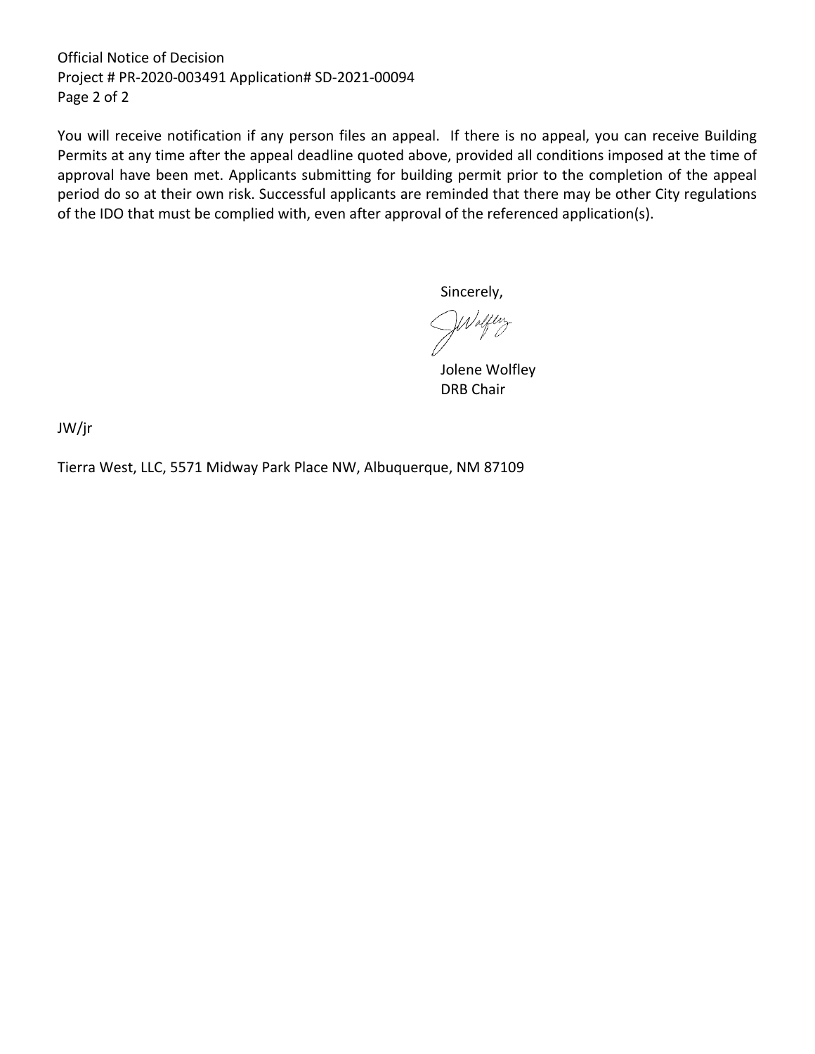You will receive notification if any person files an appeal. If there is no appeal, you can receive Building Permits at any time after the appeal deadline quoted above, provided all conditions imposed at the time of approval have been met. Applicants submitting for building permit prior to the completion of the appeal period do so at their own risk. Successful applicants are reminded that there may be other City regulations of the IDO that must be complied with, even after approval of the referenced application(s).

Sincerely,

Jolene Wolfley
DRB Chair

JW/jr

Tierra West, LLC, 5571 Midway Park Place NW, Albuquerque, NM 87109